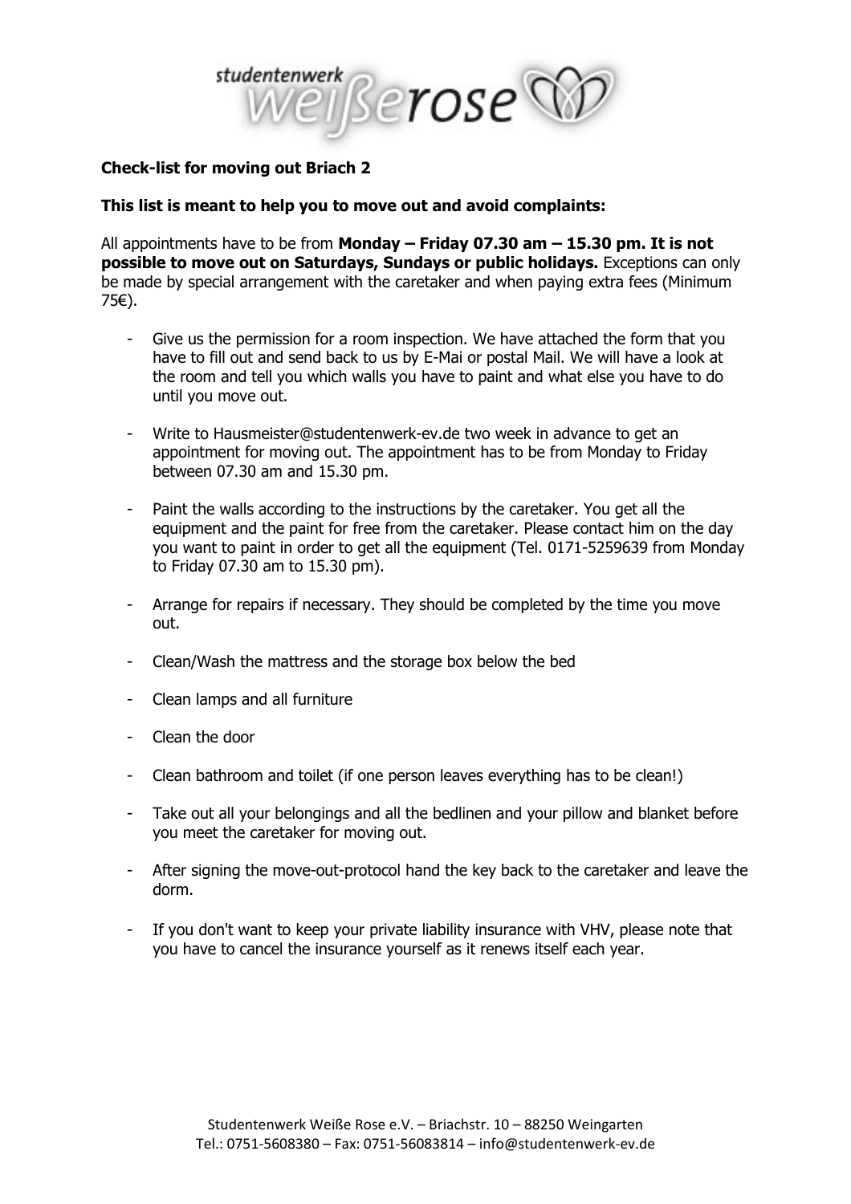**Check-list for moving out Briach 2**

**This list is meant to help you to move out and avoid complaints:**

All appointments have to be from **Monday – Friday 07.30 am – 15.30 pm. It is not possible to move out on Saturdays, Sundays or public holidays.** Exceptions can only be made by special arrangement with the caretaker and when paying extra fees (Minimum 75€).

- Give us the permission for a room inspection. We have attached the form that you have to fill out and send back to us by E-Mai or postal Mail. We will have a look at the room and tell you which walls you have to paint and what else you have to do until you move out.
- Write to Hausmeister@studentenwerk-ev.de two week in advance to get an appointment for moving out. The appointment has to be from Monday to Friday between 07.30 am and 15.30 pm.
- Paint the walls according to the instructions by the caretaker. You get all the equipment and the paint for free from the caretaker. Please contact him on the day you want to paint in order to get all the equipment (Tel. 0171-5259639 from Monday to Friday 07.30 am to 15.30 pm).
- Arrange for repairs if necessary. They should be completed by the time you move out.
- Clean/Wash the mattress and the storage box below the bed
- Clean lamps and all furniture
- Clean the door
- Clean bathroom and toilet (if one person leaves everything has to be clean!)
- Take out all your belongings and all the bedlinen and your pillow and blanket before you meet the caretaker for moving out.
- After signing the move-out-protocol hand the key back to the caretaker and leave the dorm.
- If you don't want to keep your private liability insurance with VHV, please note that you have to cancel the insurance yourself as it renews itself each year.

Studentenwerk Weiße Rose e.V. – Briachstr. 10 – 88250 Weingarten
Tel.: 0751-5608380 – Fax: 0751-56083814 – info@studentenwerk-ev.de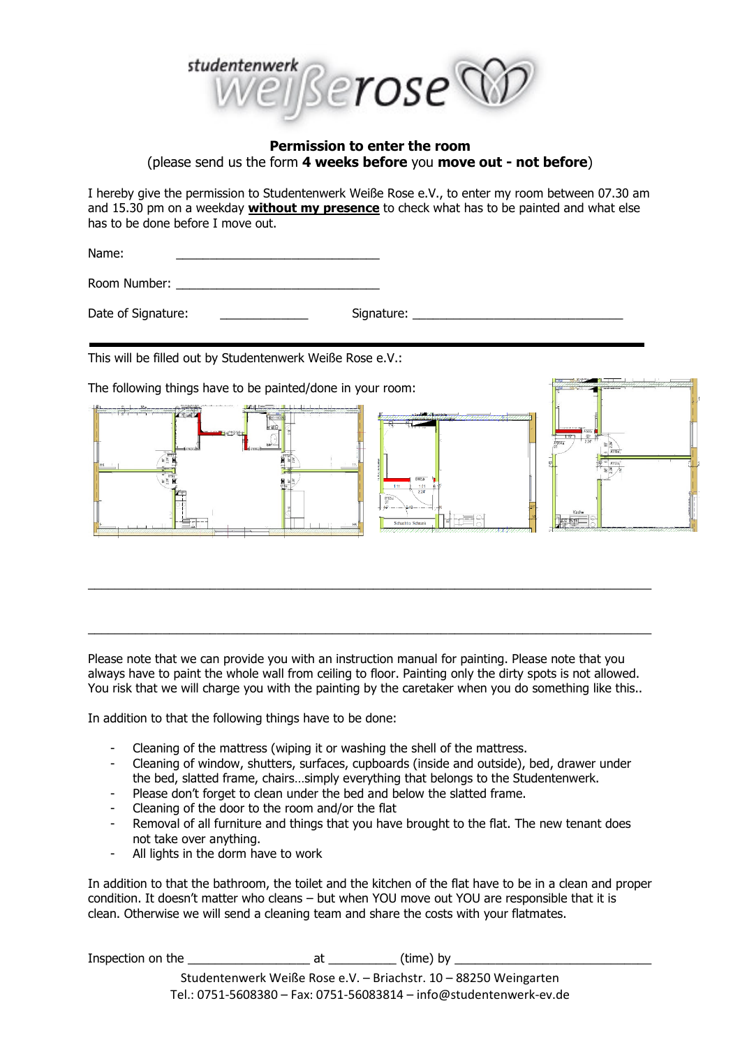studentenwerk weißerose

**Permission to enter the room**
(please send us the form **4 weeks before** you **move out - not before**)

I hereby give the permission to Studentenwerk Weiße Rose e.V., to enter my room between 07.30 am and 15.30 pm on a weekday **without my presence** to check what has to be painted and what else has to be done before I move out.

Name: ______________________________

Room Number: ______________________________

Date of Signature: _____________ Signature: _______________________________

---

This will be filled out by Studentenwerk Weiße Rose e.V.:

The following things have to be painted/done in your room:

_____________________________________________________________________________________

_____________________________________________________________________________________

Please note that we can provide you with an instruction manual for painting. Please note that you always have to paint the whole wall from ceiling to floor. Painting only the dirty spots is not allowed. You risk that we will charge you with the painting by the caretaker when you do something like this..

In addition to that the following things have to be done:

- Cleaning of the mattress (wiping it or washing the shell of the mattress.
- Cleaning of window, shutters, surfaces, cupboards (inside and outside), bed, drawer under the bed, slatted frame, chairs…simply everything that belongs to the Studentenwerk.
- Please don't forget to clean under the bed and below the slatted frame.
- Cleaning of the door to the room and/or the flat
- Removal of all furniture and things that you have brought to the flat. The new tenant does not take over anything.
- All lights in the dorm have to work

In addition to that the bathroom, the toilet and the kitchen of the flat have to be in a clean and proper condition. It doesn't matter who cleans – but when YOU move out YOU are responsible that it is clean. Otherwise we will send a cleaning team and share the costs with your flatmates.

Inspection on the __________________ at __________ (time) by ______________________________

Studentenwerk Weiße Rose e.V. – Briachstr. 10 – 88250 Weingarten
Tel.: 0751-5608380 – Fax: 0751-56083814 – info@studentenwerk-ev.de